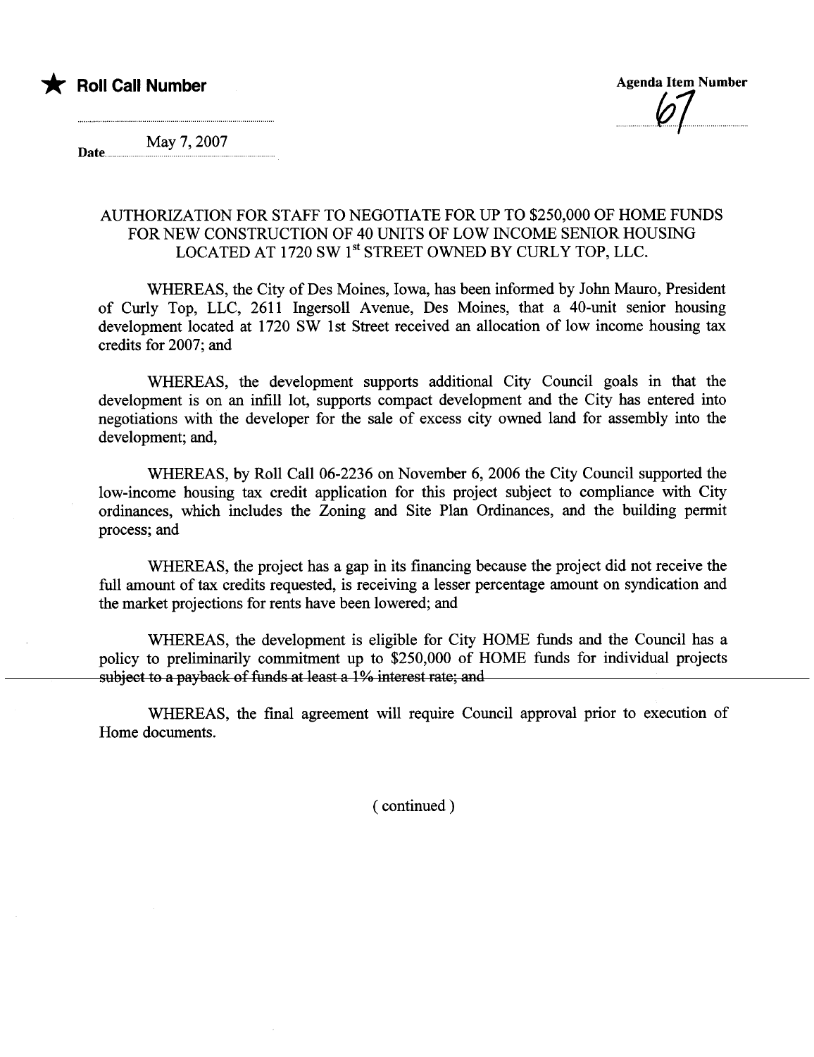★ **Roll Call Number**

**Agenda Item Number**

67

Date May 7, 2007

AUTHORIZATION FOR STAFF TO NEGOTIATE FOR UP TO $250,000 OF HOME FUNDS FOR NEW CONSTRUCTION OF 40 UNITS OF LOW INCOME SENIOR HOUSING LOCATED AT 1720 SW 1st STREET OWNED BY CURLY TOP, LLC.

WHEREAS, the City of Des Moines, Iowa, has been informed by John Mauro, President of Curly Top, LLC, 2611 Ingersoll Avenue, Des Moines, that a 40-unit senior housing development located at 1720 SW 1st Street received an allocation of low income housing tax credits for 2007; and

WHEREAS, the development supports additional City Council goals in that the development is on an infill lot, supports compact development and the City has entered into negotiations with the developer for the sale of excess city owned land for assembly into the development; and,

WHEREAS, by Roll Call 06-2236 on November 6, 2006 the City Council supported the low-income housing tax credit application for this project subject to compliance with City ordinances, which includes the Zoning and Site Plan Ordinances, and the building permit process; and

WHEREAS, the project has a gap in its financing because the project did not receive the full amount of tax credits requested, is receiving a lesser percentage amount on syndication and the market projections for rents have been lowered; and

WHEREAS, the development is eligible for City HOME funds and the Council has a policy to preliminarily commitment up to $250,000 of HOME funds for individual projects ~~subject to a payback of funds at least a 1% interest rate; and~~

WHEREAS, the final agreement will require Council approval prior to execution of Home documents.

( continued )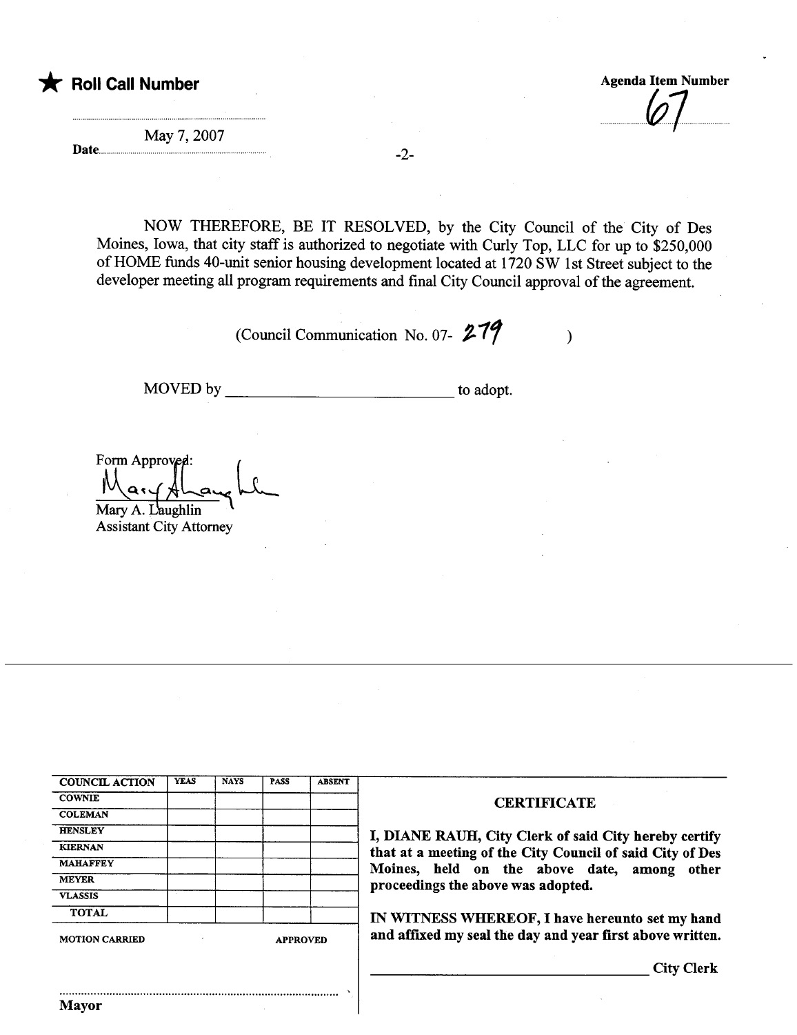★ **Roll Call Number**

**Agenda Item Number**

67

Date May 7, 2007

NOW THEREFORE, BE IT RESOLVED, by the City Council of the City of Des Moines, Iowa, that city staff is authorized to negotiate with Curly Top, LLC for up to $250,000 of HOME funds 40-unit senior housing development located at 1720 SW 1st Street subject to the developer meeting all program requirements and final City Council approval of the agreement.

(Council Communication No. 07- 279 )

MOVED by ____________________________ to adopt.

Form Approved:

Mary A. Laughlin
Assistant City Attorney

| COUNCIL ACTION | YEAS | NAYS | PASS | ABSENT |
|---|---|---|---|---|
| COWNIE | | | | |
| COLEMAN | | | | |
| HENSLEY | | | | |
| KIERNAN | | | | |
| MAHAFFEY | | | | |
| MEYER | | | | |
| VLASSIS | | | | |
| TOTAL | | | | |

MOTION CARRIED APPROVED

..........................................................................................
**Mayor**

**CERTIFICATE**

**I, DIANE RAUH, City Clerk of said City hereby certify that at a meeting of the City Council of said City of Des Moines, held on the above date, among other proceedings the above was adopted.**

**IN WITNESS WHEREOF, I have hereunto set my hand and affixed my seal the day and year first above written.**

____________________________ **City Clerk**